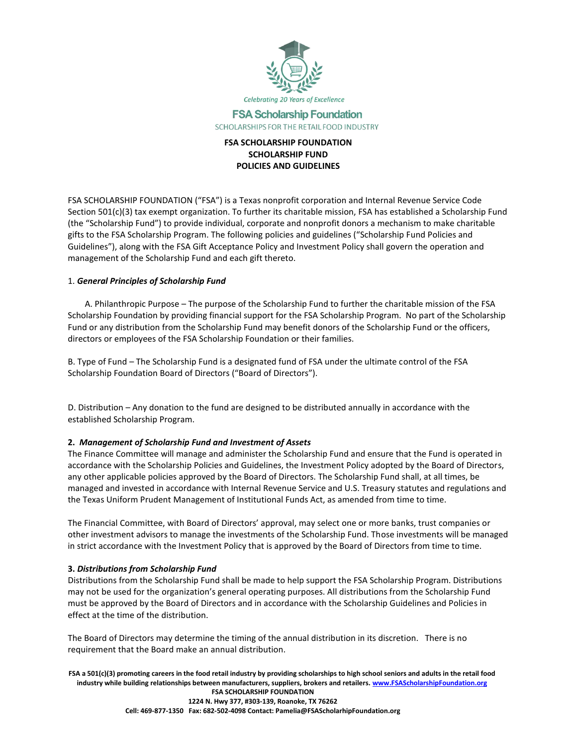Celebrating 20 Years of Excellence

**FSA Scholarship Foundation**

SCHOLARSHIPS FOR THE RETAIL FOOD INDUSTRY

# FSA SCHOLARSHIP FOUNDATION
# SCHOLARSHIP FUND
# POLICIES AND GUIDELINES

FSA SCHOLARSHIP FOUNDATION ("FSA") is a Texas nonprofit corporation and Internal Revenue Service Code Section 501(c)(3) tax exempt organization. To further its charitable mission, FSA has established a Scholarship Fund (the "Scholarship Fund") to provide individual, corporate and nonprofit donors a mechanism to make charitable gifts to the FSA Scholarship Program. The following policies and guidelines ("Scholarship Fund Policies and Guidelines"), along with the FSA Gift Acceptance Policy and Investment Policy shall govern the operation and management of the Scholarship Fund and each gift thereto.

1. ***General Principles of Scholarship Fund***

A. Philanthropic Purpose – The purpose of the Scholarship Fund to further the charitable mission of the FSA Scholarship Foundation by providing financial support for the FSA Scholarship Program. No part of the Scholarship Fund or any distribution from the Scholarship Fund may benefit donors of the Scholarship Fund or the officers, directors or employees of the FSA Scholarship Foundation or their families.

B. Type of Fund – The Scholarship Fund is a designated fund of FSA under the ultimate control of the FSA Scholarship Foundation Board of Directors ("Board of Directors").

D. Distribution – Any donation to the fund are designed to be distributed annually in accordance with the established Scholarship Program.

**2.** ***Management of Scholarship Fund and Investment of Assets***

The Finance Committee will manage and administer the Scholarship Fund and ensure that the Fund is operated in accordance with the Scholarship Policies and Guidelines, the Investment Policy adopted by the Board of Directors, any other applicable policies approved by the Board of Directors. The Scholarship Fund shall, at all times, be managed and invested in accordance with Internal Revenue Service and U.S. Treasury statutes and regulations and the Texas Uniform Prudent Management of Institutional Funds Act, as amended from time to time.

The Financial Committee, with Board of Directors' approval, may select one or more banks, trust companies or other investment advisors to manage the investments of the Scholarship Fund. Those investments will be managed in strict accordance with the Investment Policy that is approved by the Board of Directors from time to time.

**3.** ***Distributions from Scholarship Fund***

Distributions from the Scholarship Fund shall be made to help support the FSA Scholarship Program. Distributions may not be used for the organization's general operating purposes. All distributions from the Scholarship Fund must be approved by the Board of Directors and in accordance with the Scholarship Guidelines and Policies in effect at the time of the distribution.

The Board of Directors may determine the timing of the annual distribution in its discretion. There is no requirement that the Board make an annual distribution.

**FSA a 501(c)(3) promoting careers in the food retail industry by providing scholarships to high school seniors and adults in the retail food industry while building relationships between manufacturers, suppliers, brokers and retailers. www.FSAScholarshipFoundation.org**
**FSA SCHOLARSHIP FOUNDATION**
**1224 N. Hwy 377, #303-139, Roanoke, TX 76262**
**Cell: 469-877-1350 Fax: 682-502-4098 Contact: Pamelia@FSAScholarhipFoundation.org**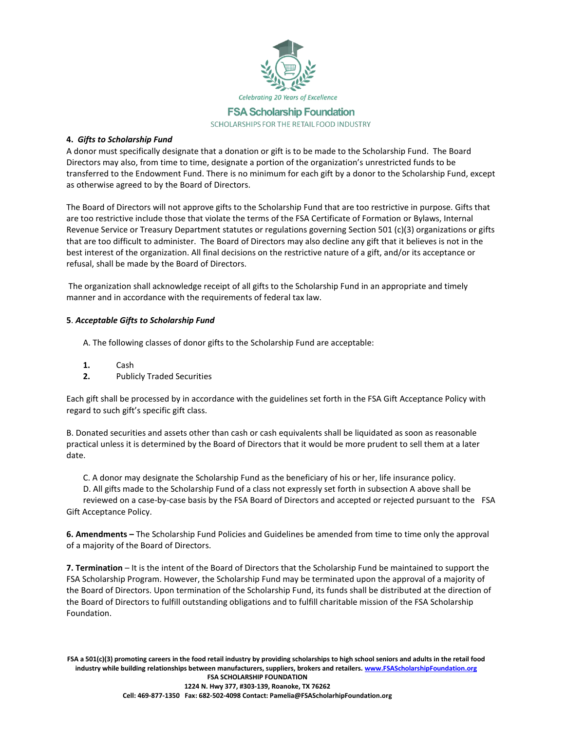**4.** ***Gifts to Scholarship Fund***

A donor must specifically designate that a donation or gift is to be made to the Scholarship Fund. The Board Directors may also, from time to time, designate a portion of the organization's unrestricted funds to be transferred to the Endowment Fund. There is no minimum for each gift by a donor to the Scholarship Fund, except as otherwise agreed to by the Board of Directors.

The Board of Directors will not approve gifts to the Scholarship Fund that are too restrictive in purpose. Gifts that are too restrictive include those that violate the terms of the FSA Certificate of Formation or Bylaws, Internal Revenue Service or Treasury Department statutes or regulations governing Section 501 (c)(3) organizations or gifts that are too difficult to administer. The Board of Directors may also decline any gift that it believes is not in the best interest of the organization. All final decisions on the restrictive nature of a gift, and/or its acceptance or refusal, shall be made by the Board of Directors.

The organization shall acknowledge receipt of all gifts to the Scholarship Fund in an appropriate and timely manner and in accordance with the requirements of federal tax law.

**5**. ***Acceptable Gifts to Scholarship Fund***

A. The following classes of donor gifts to the Scholarship Fund are acceptable:

1. Cash
2. Publicly Traded Securities

Each gift shall be processed by in accordance with the guidelines set forth in the FSA Gift Acceptance Policy with regard to such gift's specific gift class.

B. Donated securities and assets other than cash or cash equivalents shall be liquidated as soon as reasonable practical unless it is determined by the Board of Directors that it would be more prudent to sell them at a later date.

C. A donor may designate the Scholarship Fund as the beneficiary of his or her, life insurance policy.

D. All gifts made to the Scholarship Fund of a class not expressly set forth in subsection A above shall be reviewed on a case-by-case basis by the FSA Board of Directors and accepted or rejected pursuant to the FSA Gift Acceptance Policy.

**6. Amendments –** The Scholarship Fund Policies and Guidelines be amended from time to time only the approval of a majority of the Board of Directors.

**7. Termination** – It is the intent of the Board of Directors that the Scholarship Fund be maintained to support the FSA Scholarship Program. However, the Scholarship Fund may be terminated upon the approval of a majority of the Board of Directors. Upon termination of the Scholarship Fund, its funds shall be distributed at the direction of the Board of Directors to fulfill outstanding obligations and to fulfill charitable mission of the FSA Scholarship Foundation.